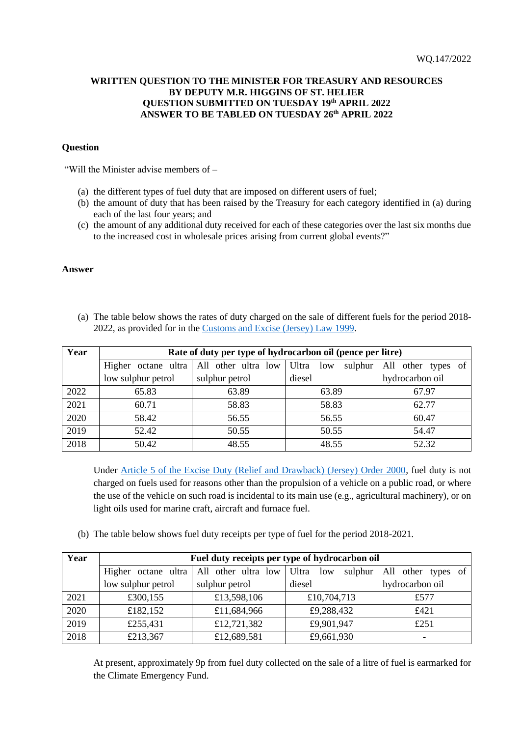WQ.147/2022

**WRITTEN QUESTION TO THE MINISTER FOR TREASURY AND RESOURCES**
**BY DEPUTY M.R. HIGGINS OF ST. HELIER**
**QUESTION SUBMITTED ON TUESDAY 19th APRIL 2022**
**ANSWER TO BE TABLED ON TUESDAY 26th APRIL 2022**

## Question

"Will the Minister advise members of –

(a) the different types of fuel duty that are imposed on different users of fuel;
(b) the amount of duty that has been raised by the Treasury for each category identified in (a) during each of the last four years; and
(c) the amount of any additional duty received for each of these categories over the last six months due to the increased cost in wholesale prices arising from current global events?"

## Answer

(a) The table below shows the rates of duty charged on the sale of different fuels for the period 2018-2022, as provided for in the Customs and Excise (Jersey) Law 1999.

| Year | Rate of duty per type of hydrocarbon oil (pence per litre) | | | |
|---|---|---|---|---|
| | Higher octane ultra low sulphur petrol | All other ultra low sulphur petrol | Ultra low sulphur diesel | All other types of hydrocarbon oil |
| 2022 | 65.83 | 63.89 | 63.89 | 67.97 |
| 2021 | 60.71 | 58.83 | 58.83 | 62.77 |
| 2020 | 58.42 | 56.55 | 56.55 | 60.47 |
| 2019 | 52.42 | 50.55 | 50.55 | 54.47 |
| 2018 | 50.42 | 48.55 | 48.55 | 52.32 |

Under Article 5 of the Excise Duty (Relief and Drawback) (Jersey) Order 2000, fuel duty is not charged on fuels used for reasons other than the propulsion of a vehicle on a public road, or where the use of the vehicle on such road is incidental to its main use (e.g., agricultural machinery), or on light oils used for marine craft, aircraft and furnace fuel.

(b) The table below shows fuel duty receipts per type of fuel for the period 2018-2021.

| Year | Fuel duty receipts per type of hydrocarbon oil | | | |
|---|---|---|---|---|
| | Higher octane ultra low sulphur petrol | All other ultra low sulphur petrol | Ultra low sulphur diesel | All other types of hydrocarbon oil |
| 2021 | £300,155 | £13,598,106 | £10,704,713 | £577 |
| 2020 | £182,152 | £11,684,966 | £9,288,432 | £421 |
| 2019 | £255,431 | £12,721,382 | £9,901,947 | £251 |
| 2018 | £213,367 | £12,689,581 | £9,661,930 | - |

At present, approximately 9p from fuel duty collected on the sale of a litre of fuel is earmarked for the Climate Emergency Fund.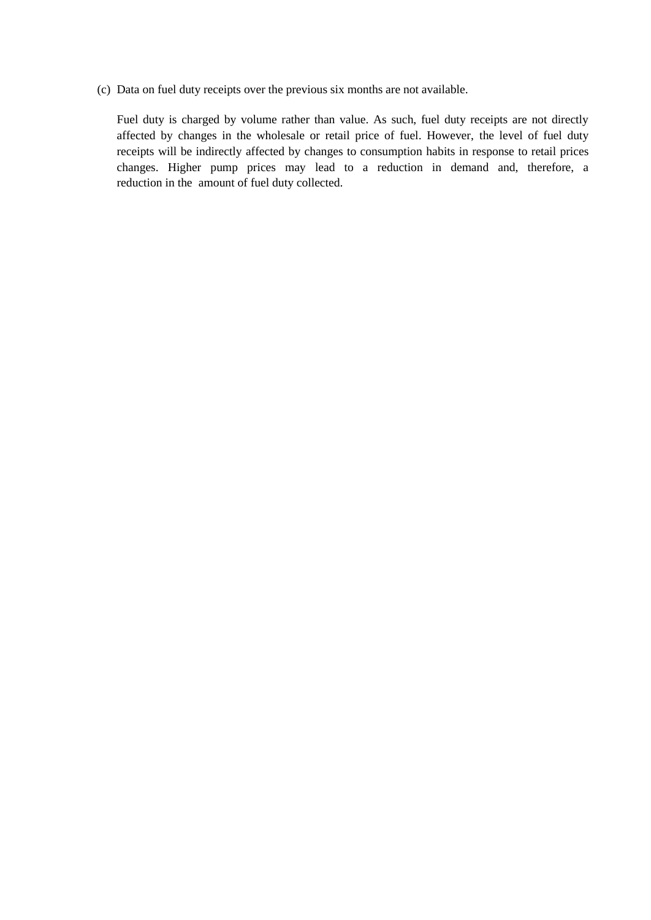(c) Data on fuel duty receipts over the previous six months are not available.

Fuel duty is charged by volume rather than value. As such, fuel duty receipts are not directly affected by changes in the wholesale or retail price of fuel. However, the level of fuel duty receipts will be indirectly affected by changes to consumption habits in response to retail prices changes. Higher pump prices may lead to a reduction in demand and, therefore, a reduction in the amount of fuel duty collected.